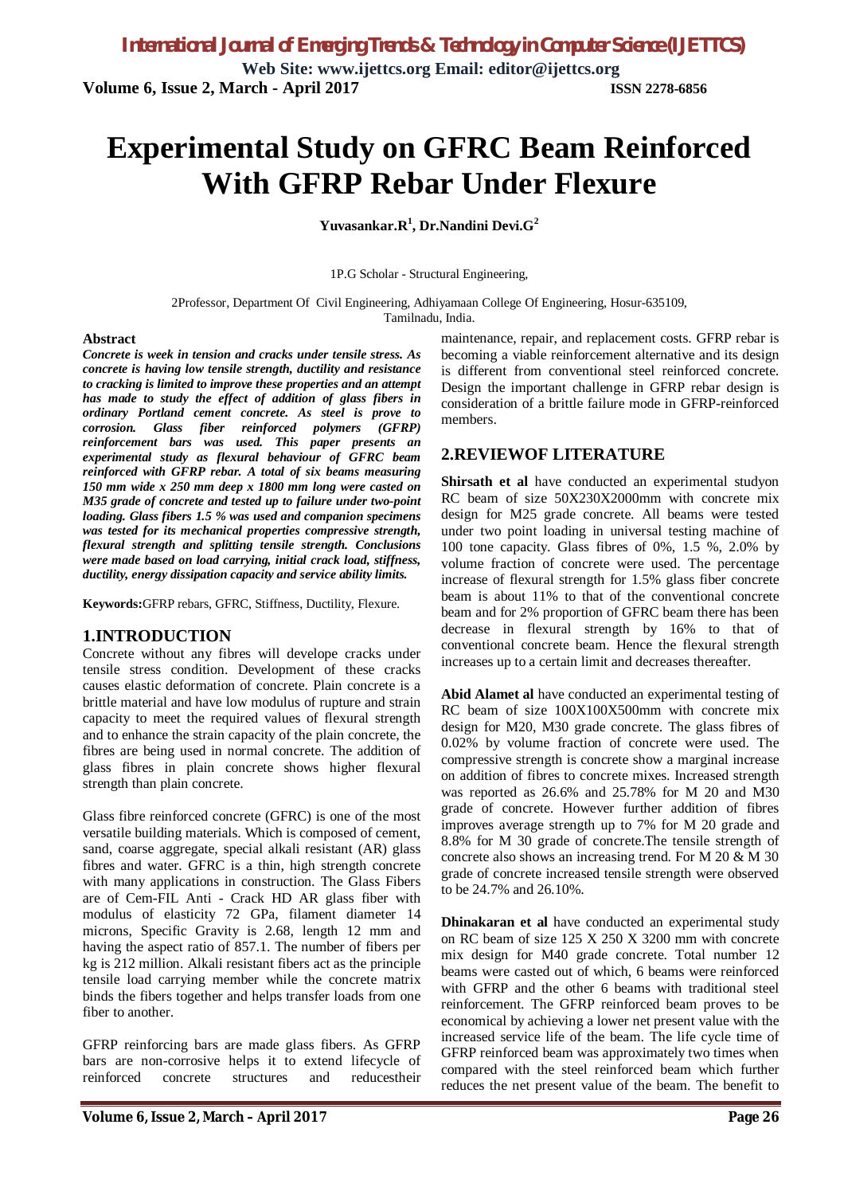# Experimental Study on GFRC Beam Reinforced With GFRP Rebar Under Flexure

**Yuvasankar.R[1], Dr.Nandini Devi.G[2]**

1P.G Scholar - Structural Engineering,

2Professor, Department Of Civil Engineering, Adhiyamaan College Of Engineering, Hosur-635109, Tamilnadu, India.

**Abstract**

***Concrete is week in tension and cracks under tensile stress. As concrete is having low tensile strength, ductility and resistance to cracking is limited to improve these properties and an attempt has made to study the effect of addition of glass fibers in ordinary Portland cement concrete. As steel is prove to corrosion. Glass fiber reinforced polymers (GFRP) reinforcement bars was used. This paper presents an experimental study as flexural behaviour of GFRC beam reinforced with GFRP rebar. A total of six beams measuring 150 mm wide x 250 mm deep x 1800 mm long were casted on M35 grade of concrete and tested up to failure under two-point loading. Glass fibers 1.5 % was used and companion specimens was tested for its mechanical properties compressive strength, flexural strength and splitting tensile strength. Conclusions were made based on load carrying, initial crack load, stiffness, ductility, energy dissipation capacity and service ability limits.***

**Keywords:**GFRP rebars, GFRC, Stiffness, Ductility, Flexure.

## 1.INTRODUCTION

Concrete without any fibres will develope cracks under tensile stress condition. Development of these cracks causes elastic deformation of concrete. Plain concrete is a brittle material and have low modulus of rupture and strain capacity to meet the required values of flexural strength and to enhance the strain capacity of the plain concrete, the fibres are being used in normal concrete. The addition of glass fibres in plain concrete shows higher flexural strength than plain concrete.

Glass fibre reinforced concrete (GFRC) is one of the most versatile building materials. Which is composed of cement, sand, coarse aggregate, special alkali resistant (AR) glass fibres and water. GFRC is a thin, high strength concrete with many applications in construction. The Glass Fibers are of Cem-FIL Anti - Crack HD AR glass fiber with modulus of elasticity 72 GPa, filament diameter 14 microns, Specific Gravity is 2.68, length 12 mm and having the aspect ratio of 857.1. The number of fibers per kg is 212 million. Alkali resistant fibers act as the principle tensile load carrying member while the concrete matrix binds the fibers together and helps transfer loads from one fiber to another.

GFRP reinforcing bars are made glass fibers. As GFRP bars are non-corrosive helps it to extend lifecycle of reinforced concrete structures and reducestheir maintenance, repair, and replacement costs. GFRP rebar is becoming a viable reinforcement alternative and its design is different from conventional steel reinforced concrete. Design the important challenge in GFRP rebar design is consideration of a brittle failure mode in GFRP-reinforced members.

## 2.REVIEWOF LITERATURE

**Shirsath et al** have conducted an experimental studyon RC beam of size 50X230X2000mm with concrete mix design for M25 grade concrete. All beams were tested under two point loading in universal testing machine of 100 tone capacity. Glass fibres of 0%, 1.5 %, 2.0% by volume fraction of concrete were used. The percentage increase of flexural strength for 1.5% glass fiber concrete beam is about 11% to that of the conventional concrete beam and for 2% proportion of GFRC beam there has been decrease in flexural strength by 16% to that of conventional concrete beam. Hence the flexural strength increases up to a certain limit and decreases thereafter.

**Abid Alamet al** have conducted an experimental testing of RC beam of size 100X100X500mm with concrete mix design for M20, M30 grade concrete. The glass fibres of 0.02% by volume fraction of concrete were used. The compressive strength is concrete show a marginal increase on addition of fibres to concrete mixes. Increased strength was reported as 26.6% and 25.78% for M 20 and M30 grade of concrete. However further addition of fibres improves average strength up to 7% for M 20 grade and 8.8% for M 30 grade of concrete.The tensile strength of concrete also shows an increasing trend. For M 20 & M 30 grade of concrete increased tensile strength were observed to be 24.7% and 26.10%.

**Dhinakaran et al** have conducted an experimental study on RC beam of size 125 X 250 X 3200 mm with concrete mix design for M40 grade concrete. Total number 12 beams were casted out of which, 6 beams were reinforced with GFRP and the other 6 beams with traditional steel reinforcement. The GFRP reinforced beam proves to be economical by achieving a lower net present value with the increased service life of the beam. The life cycle time of GFRP reinforced beam was approximately two times when compared with the steel reinforced beam which further reduces the net present value of the beam. The benefit to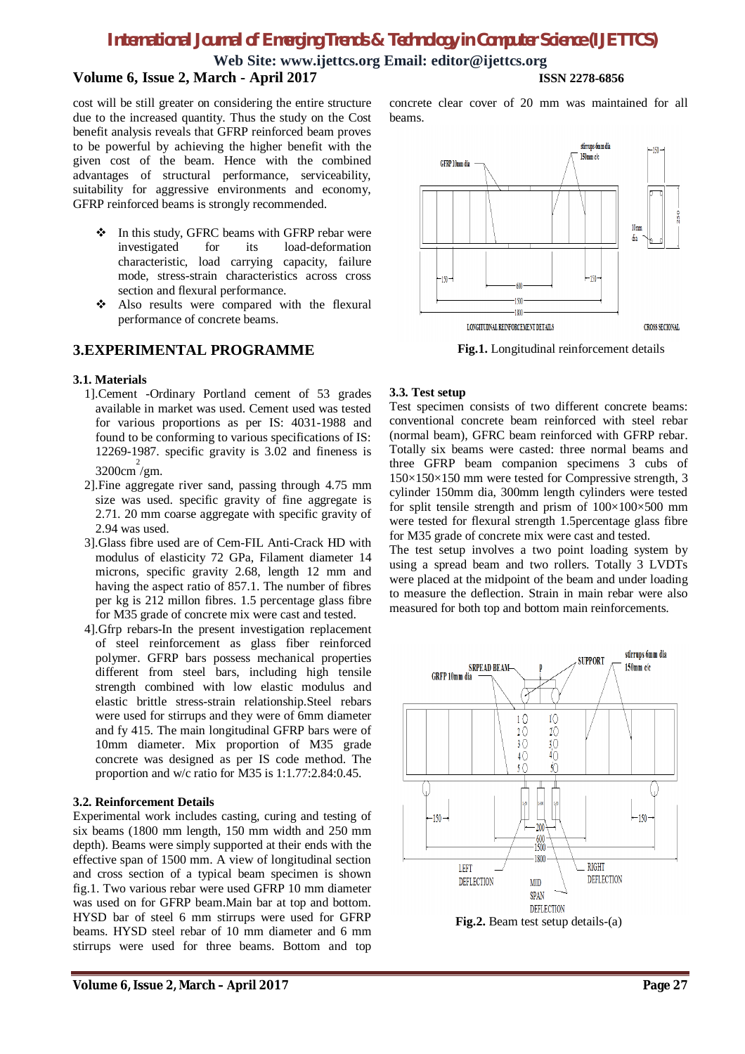cost will be still greater on considering the entire structure due to the increased quantity. Thus the study on the Cost benefit analysis reveals that GFRP reinforced beam proves to be powerful by achieving the higher benefit with the given cost of the beam. Hence with the combined advantages of structural performance, serviceability, suitability for aggressive environments and economy, GFRP reinforced beams is strongly recommended.

- In this study, GFRC beams with GFRP rebar were investigated for its load-deformation characteristic, load carrying capacity, failure mode, stress-strain characteristics across cross section and flexural performance.
- Also results were compared with the flexural performance of concrete beams.

## 3.EXPERIMENTAL PROGRAMME

### 3.1. Materials

1].Cement -Ordinary Portland cement of 53 grades available in market was used. Cement used was tested for various proportions as per IS: 4031-1988 and found to be conforming to various specifications of IS: 12269-1987. specific gravity is 3.02 and fineness is 3200cm$^2$/gm.

2].Fine aggregate river sand, passing through 4.75 mm size was used. specific gravity of fine aggregate is 2.71. 20 mm coarse aggregate with specific gravity of 2.94 was used.

3].Glass fibre used are of Cem-FIL Anti-Crack HD with modulus of elasticity 72 GPa, Filament diameter 14 microns, specific gravity 2.68, length 12 mm and having the aspect ratio of 857.1. The number of fibres per kg is 212 millon fibres. 1.5 percentage glass fibre for M35 grade of concrete mix were cast and tested.

4].Gfrp rebars-In the present investigation replacement of steel reinforcement as glass fiber reinforced polymer. GFRP bars possess mechanical properties different from steel bars, including high tensile strength combined with low elastic modulus and elastic brittle stress-strain relationship.Steel rebars were used for stirrups and they were of 6mm diameter and fy 415. The main longitudinal GFRP bars were of 10mm diameter. Mix proportion of M35 grade concrete was designed as per IS code method. The proportion and w/c ratio for M35 is 1:1.77:2.84:0.45.

### 3.2. Reinforcement Details

Experimental work includes casting, curing and testing of six beams (1800 mm length, 150 mm width and 250 mm depth). Beams were simply supported at their ends with the effective span of 1500 mm. A view of longitudinal section and cross section of a typical beam specimen is shown fig.1. Two various rebar were used GFRP 10 mm diameter was used on for GFRP beam.Main bar at top and bottom. HYSD bar of steel 6 mm stirrups were used for GFRP beams. HYSD steel rebar of 10 mm diameter and 6 mm stirrups were used for three beams. Bottom and top concrete clear cover of 20 mm was maintained for all beams.

**Fig.1.** Longitudinal reinforcement details

### 3.3. Test setup

Test specimen consists of two different concrete beams: conventional concrete beam reinforced with steel rebar (normal beam), GFRC beam reinforced with GFRP rebar. Totally six beams were casted: three normal beams and three GFRP beam companion specimens 3 cubs of 150×150×150 mm were tested for Compressive strength, 3 cylinder 150mm dia, 300mm length cylinders were tested for split tensile strength and prism of 100×100×500 mm were tested for flexural strength 1.5percentage glass fibre for M35 grade of concrete mix were cast and tested.

The test setup involves a two point loading system by using a spread beam and two rollers. Totally 3 LVDTs were placed at the midpoint of the beam and under loading to measure the deflection. Strain in main rebar were also measured for both top and bottom main reinforcements.

**Fig.2.** Beam test setup details-(a)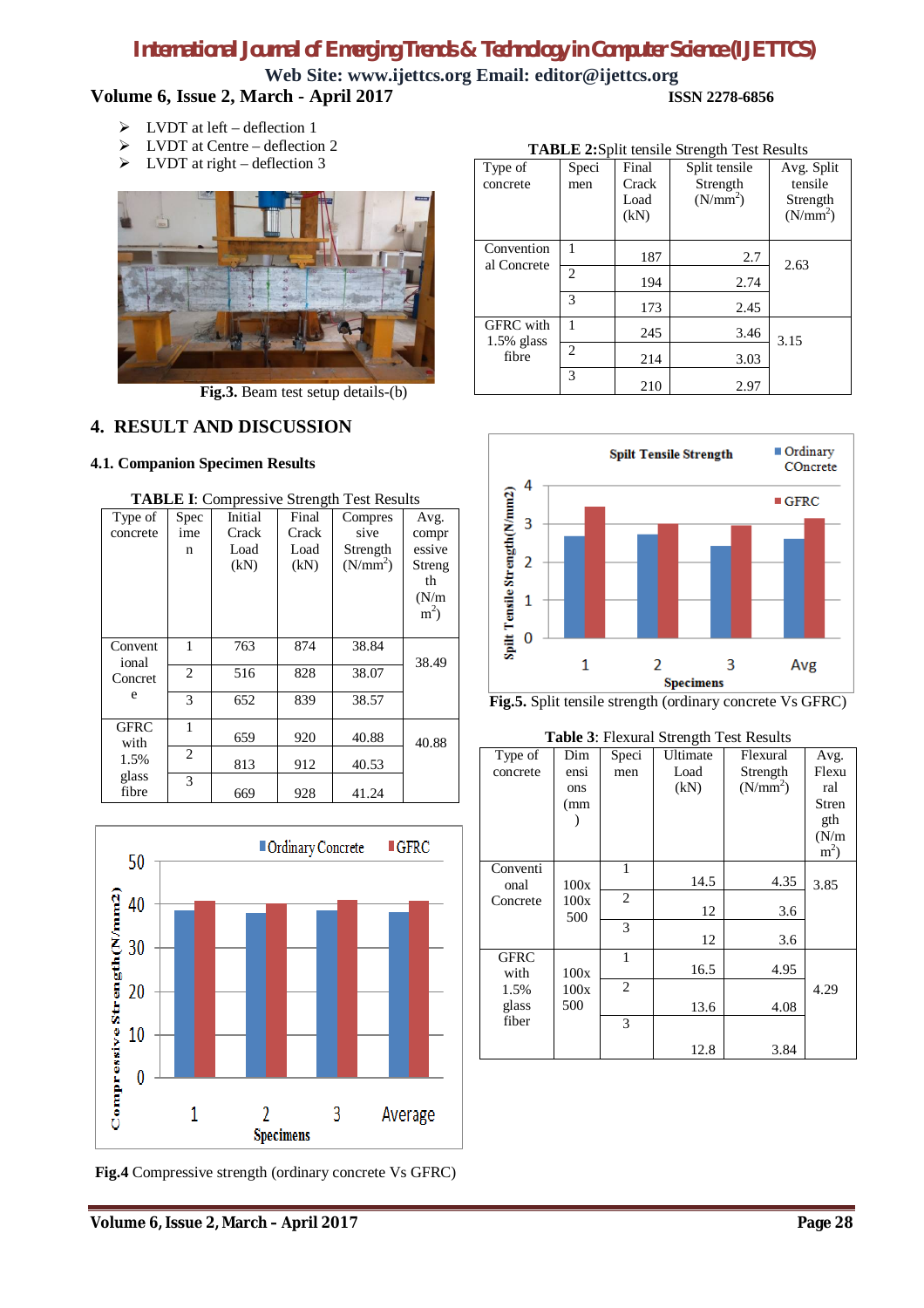- LVDT at left – deflection 1
- LVDT at Centre – deflection 2
- LVDT at right – deflection 3

**Fig.3.** Beam test setup details-(b)

## 4. RESULT AND DISCUSSION

### 4.1. Companion Specimen Results

**TABLE I**: Compressive Strength Test Results

| Type of concrete | Specimen | Initial Crack Load (kN) | Final Crack Load (kN) | Compressive Strength (N/mm$^2$) | Avg. compressive Strength (N/m m$^2$) |
|---|---|---|---|---|---|
| Conventional Concrete | 1 | 763 | 874 | 38.84 | 38.49 |
| | 2 | 516 | 828 | 38.07 | |
| | 3 | 652 | 839 | 38.57 | |
| GFRC with 1.5% glass fibre | 1 | 659 | 920 | 40.88 | 40.88 |
| | 2 | 813 | 912 | 40.53 | |
| | 3 | 669 | 928 | 41.24 | |

**Fig.4** Compressive strength (ordinary concrete Vs GFRC)

**TABLE 2:** Split tensile Strength Test Results

| Type of concrete | Specimen | Final Crack Load (kN) | Split tensile Strength (N/mm$^2$) | Avg. Split tensile Strength (N/mm$^2$) |
|---|---|---|---|---|
| Conventional Concrete | 1 | 187 | 2.7 | 2.63 |
| | 2 | 194 | 2.74 | |
| | 3 | 173 | 2.45 | |
| GFRC with 1.5% glass fibre | 1 | 245 | 3.46 | 3.15 |
| | 2 | 214 | 3.03 | |
| | 3 | 210 | 2.97 | |

**Fig.5.** Split tensile strength (ordinary concrete Vs GFRC)

**Table 3**: Flexural Strength Test Results

| Type of concrete | Dimensions (mm) | Specimen | Ultimate Load (kN) | Flexural Strength (N/mm$^2$) | Avg. Flexural Strength (N/m m$^2$) |
|---|---|---|---|---|---|
| Conventional Concrete | 100x 100x 500 | 1 | 14.5 | 4.35 | 3.85 |
| | | 2 | 12 | 3.6 | |
| | | 3 | 12 | 3.6 | |
| GFRC with 1.5% glass fiber | 100x 100x 500 | 1 | 16.5 | 4.95 | 4.29 |
| | | 2 | 13.6 | 4.08 | |
| | | 3 | 12.8 | 3.84 | |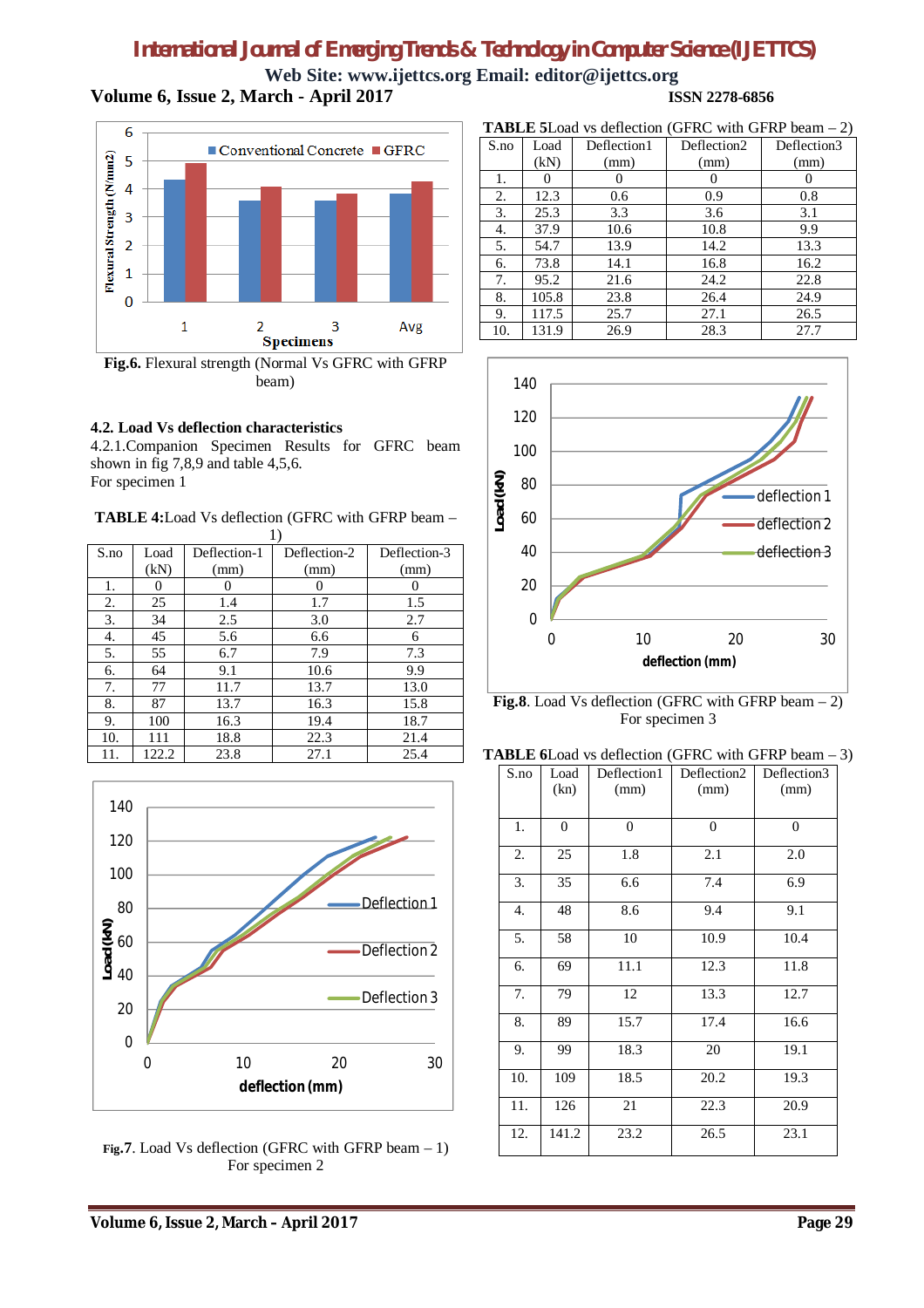Fig.6. Flexural strength (Normal Vs GFRC with GFRP beam)

### 4.2. Load Vs deflection characteristics

4.2.1.Companion Specimen Results for GFRC beam shown in fig 7,8,9 and table 4,5,6.

For specimen 1

**TABLE 4:**Load Vs deflection (GFRC with GFRP beam – 1)

| S.no | Load (kN) | Deflection-1 (mm) | Deflection-2 (mm) | Deflection-3 (mm) |
|---|---|---|---|---|
| 1. | 0 | 0 | 0 | 0 |
| 2. | 25 | 1.4 | 1.7 | 1.5 |
| 3. | 34 | 2.5 | 3.0 | 2.7 |
| 4. | 45 | 5.6 | 6.6 | 6 |
| 5. | 55 | 6.7 | 7.9 | 7.3 |
| 6. | 64 | 9.1 | 10.6 | 9.9 |
| 7. | 77 | 11.7 | 13.7 | 13.0 |
| 8. | 87 | 13.7 | 16.3 | 15.8 |
| 9. | 100 | 16.3 | 19.4 | 18.7 |
| 10. | 111 | 18.8 | 22.3 | 21.4 |
| 11. | 122.2 | 23.8 | 27.1 | 25.4 |

Fig.7. Load Vs deflection (GFRC with GFRP beam – 1) For specimen 2

**TABLE 5**Load vs deflection (GFRC with GFRP beam – 2)

| S.no | Load (kN) | Deflection1 (mm) | Deflection2 (mm) | Deflection3 (mm) |
|---|---|---|---|---|
| 1. | 0 | 0 | 0 | 0 |
| 2. | 12.3 | 0.6 | 0.9 | 0.8 |
| 3. | 25.3 | 3.3 | 3.6 | 3.1 |
| 4. | 37.9 | 10.6 | 10.8 | 9.9 |
| 5. | 54.7 | 13.9 | 14.2 | 13.3 |
| 6. | 73.8 | 14.1 | 16.8 | 16.2 |
| 7. | 95.2 | 21.6 | 24.2 | 22.8 |
| 8. | 105.8 | 23.8 | 26.4 | 24.9 |
| 9. | 117.5 | 25.7 | 27.1 | 26.5 |
| 10. | 131.9 | 26.9 | 28.3 | 27.7 |

**Fig.8**. Load Vs deflection (GFRC with GFRP beam – 2) For specimen 3

**TABLE 6**Load vs deflection (GFRC with GFRP beam – 3)

| S.no | Load (kn) | Deflection1 (mm) | Deflection2 (mm) | Deflection3 (mm) |
|---|---|---|---|---|
| 1. | 0 | 0 | 0 | 0 |
| 2. | 25 | 1.8 | 2.1 | 2.0 |
| 3. | 35 | 6.6 | 7.4 | 6.9 |
| 4. | 48 | 8.6 | 9.4 | 9.1 |
| 5. | 58 | 10 | 10.9 | 10.4 |
| 6. | 69 | 11.1 | 12.3 | 11.8 |
| 7. | 79 | 12 | 13.3 | 12.7 |
| 8. | 89 | 15.7 | 17.4 | 16.6 |
| 9. | 99 | 18.3 | 20 | 19.1 |
| 10. | 109 | 18.5 | 20.2 | 19.3 |
| 11. | 126 | 21 | 22.3 | 20.9 |
| 12. | 141.2 | 23.2 | 26.5 | 23.1 |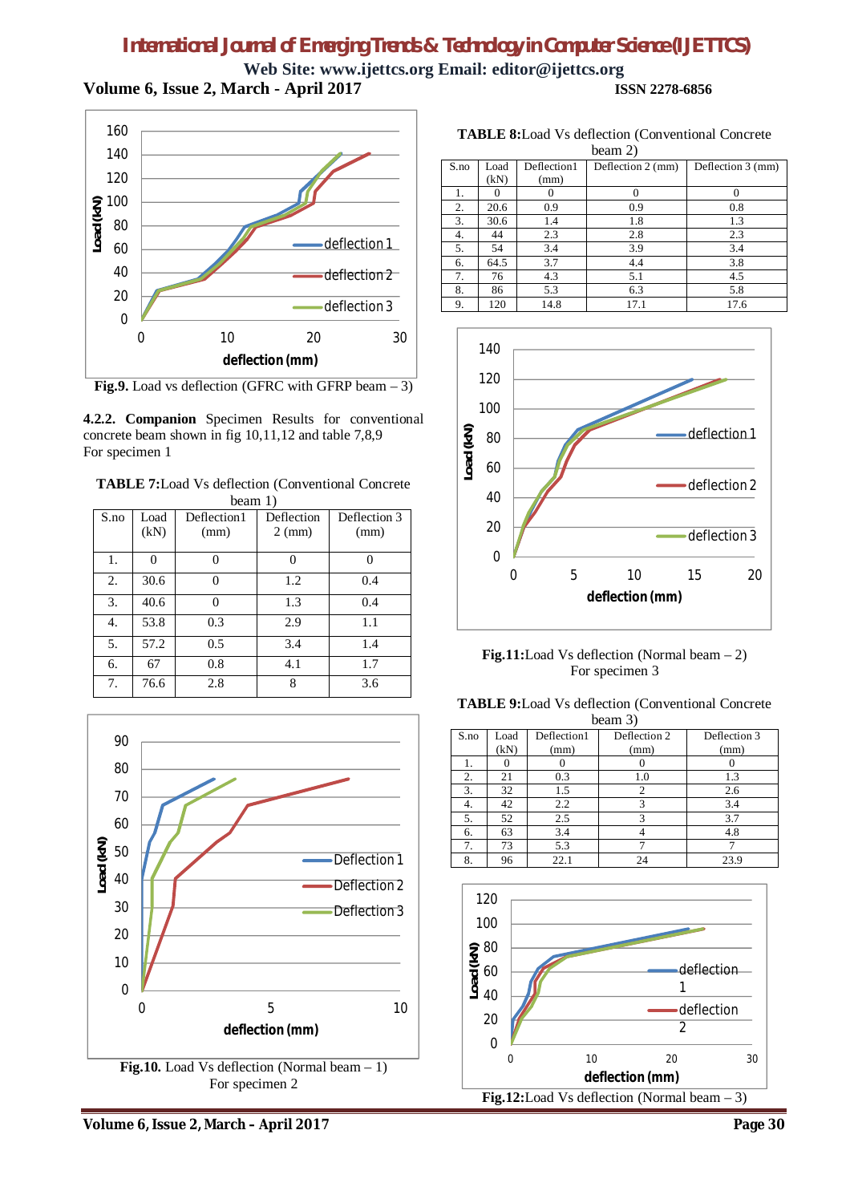Fig.9. Load vs deflection (GFRC with GFRP beam – 3)

**4.2.2. Companion** Specimen Results for conventional concrete beam shown in fig 10,11,12 and table 7,8,9

For specimen 1

**TABLE 7:** Load Vs deflection (Conventional Concrete beam 1)

| S.no | Load (kN) | Deflection1 (mm) | Deflection 2 (mm) | Deflection 3 (mm) |
|---|---|---|---|---|
| 1. | 0 | 0 | 0 | 0 |
| 2. | 30.6 | 0 | 1.2 | 0.4 |
| 3. | 40.6 | 0 | 1.3 | 0.4 |
| 4. | 53.8 | 0.3 | 2.9 | 1.1 |
| 5. | 57.2 | 0.5 | 3.4 | 1.4 |
| 6. | 67 | 0.8 | 4.1 | 1.7 |
| 7. | 76.6 | 2.8 | 8 | 3.6 |

**Fig.10.** Load Vs deflection (Normal beam – 1)

For specimen 2

**TABLE 8:** Load Vs deflection (Conventional Concrete beam 2)

| S.no | Load (kN) | Deflection1 (mm) | Deflection 2 (mm) | Deflection 3 (mm) |
|---|---|---|---|---|
| 1. | 0 | 0 | 0 | 0 |
| 2. | 20.6 | 0.9 | 0.9 | 0.8 |
| 3. | 30.6 | 1.4 | 1.8 | 1.3 |
| 4. | 44 | 2.3 | 2.8 | 2.3 |
| 5. | 54 | 3.4 | 3.9 | 3.4 |
| 6. | 64.5 | 3.7 | 4.4 | 3.8 |
| 7. | 76 | 4.3 | 5.1 | 4.5 |
| 8. | 86 | 5.3 | 6.3 | 5.8 |
| 9. | 120 | 14.8 | 17.1 | 17.6 |

**Fig.11:** Load Vs deflection (Normal beam – 2)

For specimen 3

**TABLE 9:** Load Vs deflection (Conventional Concrete beam 3)

| S.no | Load (kN) | Deflection1 (mm) | Deflection 2 (mm) | Deflection 3 (mm) |
|---|---|---|---|---|
| 1. | 0 | 0 | 0 | 0 |
| 2. | 21 | 0.3 | 1.0 | 1.3 |
| 3. | 32 | 1.5 | 2 | 2.6 |
| 4. | 42 | 2.2 | 3 | 3.4 |
| 5. | 52 | 2.5 | 3 | 3.7 |
| 6. | 63 | 3.4 | 4 | 4.8 |
| 7. | 73 | 5.3 | 7 | 7 |
| 8. | 96 | 22.1 | 24 | 23.9 |

**Fig.12:** Load Vs deflection (Normal beam – 3)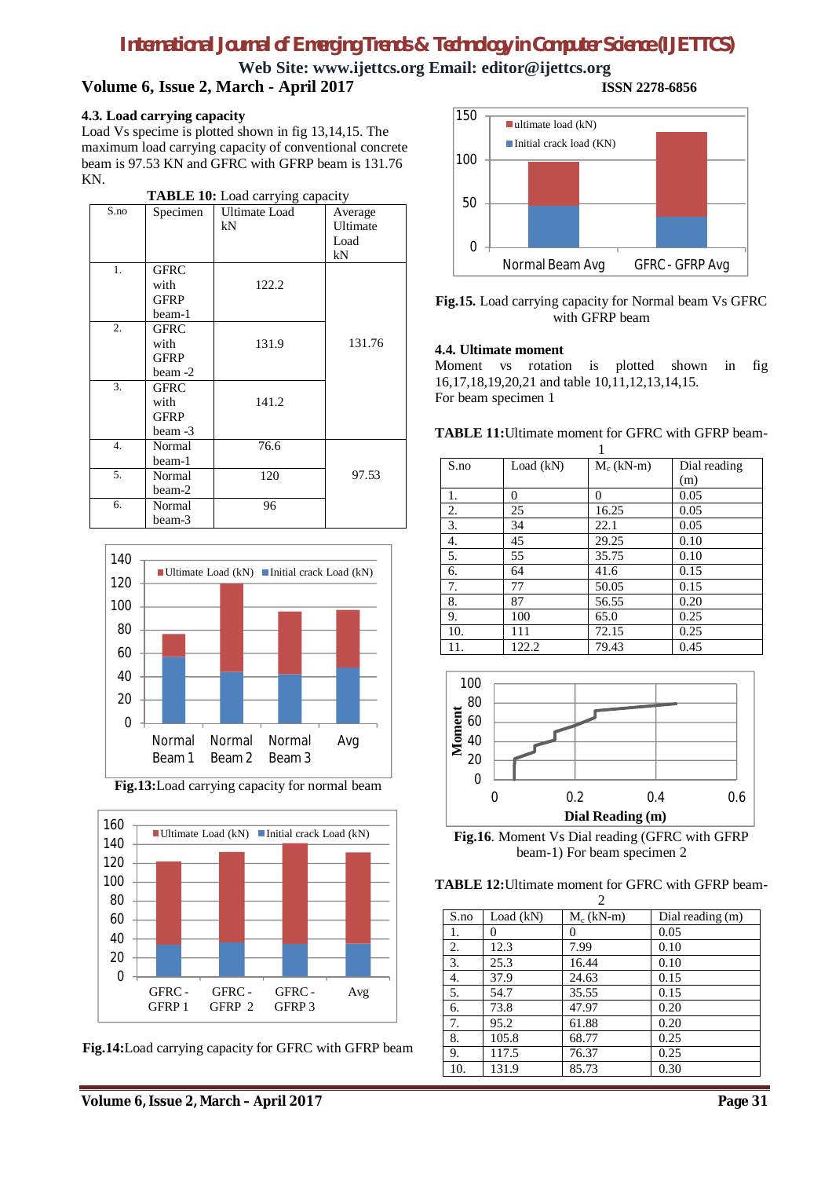### 4.3. Load carrying capacity

Load Vs specime is plotted shown in fig 13,14,15. The maximum load carrying capacity of conventional concrete beam is 97.53 KN and GFRC with GFRP beam is 131.76 KN.

**TABLE 10:** Load carrying capacity

| S.no | Specimen | Ultimate Load kN | Average Ultimate Load kN |
|---|---|---|---|
| 1. | GFRC with GFRP beam-1 | 122.2 | 131.76 |
| 2. | GFRC with GFRP beam -2 | 131.9 | |
| 3. | GFRC with GFRP beam -3 | 141.2 | |
| 4. | Normal beam-1 | 76.6 | 97.53 |
| 5. | Normal beam-2 | 120 | |
| 6. | Normal beam-3 | 96 | |

**Fig.13:**Load carrying capacity for normal beam

**Fig.14:**Load carrying capacity for GFRC with GFRP beam

**Fig.15.** Load carrying capacity for Normal beam Vs GFRC with GFRP beam

### 4.4. Ultimate moment

Moment vs rotation is plotted shown in fig 16,17,18,19,20,21 and table 10,11,12,13,14,15.

For beam specimen 1

**TABLE 11:**Ultimate moment for GFRC with GFRP beam-1

| S.no | Load (kN) | $M_c$ (kN-m) | Dial reading (m) |
|---|---|---|---|
| 1. | 0 | 0 | 0.05 |
| 2. | 25 | 16.25 | 0.05 |
| 3. | 34 | 22.1 | 0.05 |
| 4. | 45 | 29.25 | 0.10 |
| 5. | 55 | 35.75 | 0.10 |
| 6. | 64 | 41.6 | 0.15 |
| 7. | 77 | 50.05 | 0.15 |
| 8. | 87 | 56.55 | 0.20 |
| 9. | 100 | 65.0 | 0.25 |
| 10. | 111 | 72.15 | 0.25 |
| 11. | 122.2 | 79.43 | 0.45 |

**Fig.16**. Moment Vs Dial reading (GFRC with GFRP beam-1) For beam specimen 2

**TABLE 12:**Ultimate moment for GFRC with GFRP beam-2

| S.no | Load (kN) | $M_c$ (kN-m) | Dial reading (m) |
|---|---|---|---|
| 1. | 0 | 0 | 0.05 |
| 2. | 12.3 | 7.99 | 0.10 |
| 3. | 25.3 | 16.44 | 0.10 |
| 4. | 37.9 | 24.63 | 0.15 |
| 5. | 54.7 | 35.55 | 0.15 |
| 6. | 73.8 | 47.97 | 0.20 |
| 7. | 95.2 | 61.88 | 0.20 |
| 8. | 105.8 | 68.77 | 0.25 |
| 9. | 117.5 | 76.37 | 0.25 |
| 10. | 131.9 | 85.73 | 0.30 |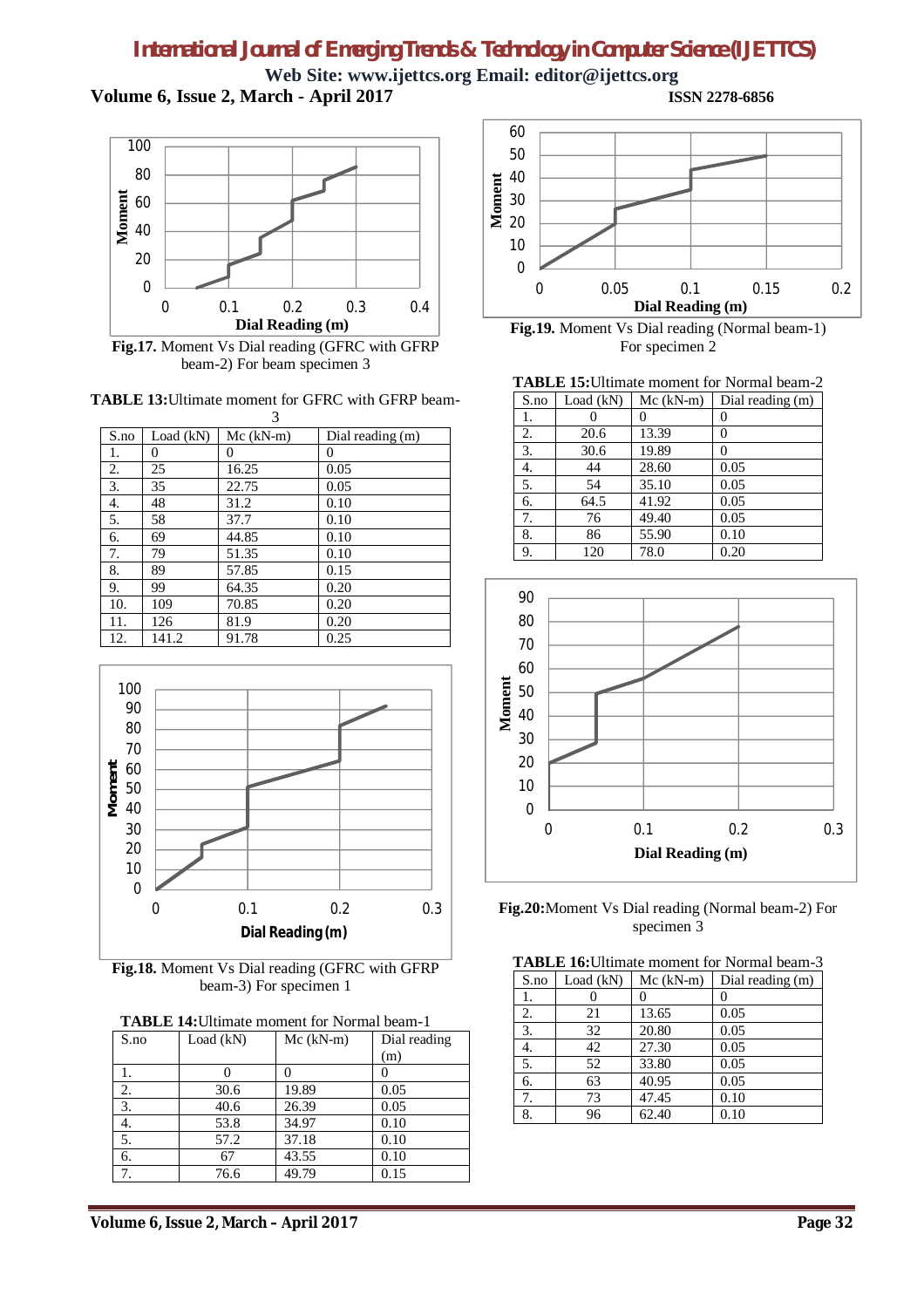**Fig.17.** Moment Vs Dial reading (GFRC with GFRP beam-2) For beam specimen 3

**TABLE 13:** Ultimate moment for GFRC with GFRP beam-3

| S.no | Load (kN) | Mc (kN-m) | Dial reading (m) |
|---|---|---|---|
| 1. | 0 | 0 | 0 |
| 2. | 25 | 16.25 | 0.05 |
| 3. | 35 | 22.75 | 0.05 |
| 4. | 48 | 31.2 | 0.10 |
| 5. | 58 | 37.7 | 0.10 |
| 6. | 69 | 44.85 | 0.10 |
| 7. | 79 | 51.35 | 0.10 |
| 8. | 89 | 57.85 | 0.15 |
| 9. | 99 | 64.35 | 0.20 |
| 10. | 109 | 70.85 | 0.20 |
| 11. | 126 | 81.9 | 0.20 |
| 12. | 141.2 | 91.78 | 0.25 |

**Fig.18.** Moment Vs Dial reading (GFRC with GFRP beam-3) For specimen 1

**TABLE 14:** Ultimate moment for Normal beam-1

| S.no | Load (kN) | Mc (kN-m) | Dial reading (m) |
|---|---|---|---|
| 1. | 0 | 0 | 0 |
| 2. | 30.6 | 19.89 | 0.05 |
| 3. | 40.6 | 26.39 | 0.05 |
| 4. | 53.8 | 34.97 | 0.10 |
| 5. | 57.2 | 37.18 | 0.10 |
| 6. | 67 | 43.55 | 0.10 |
| 7. | 76.6 | 49.79 | 0.15 |

**Fig.19.** Moment Vs Dial reading (Normal beam-1) For specimen 2

**TABLE 15:** Ultimate moment for Normal beam-2

| S.no | Load (kN) | Mc (kN-m) | Dial reading (m) |
|---|---|---|---|
| 1. | 0 | 0 | 0 |
| 2. | 20.6 | 13.39 | 0 |
| 3. | 30.6 | 19.89 | 0 |
| 4. | 44 | 28.60 | 0.05 |
| 5. | 54 | 35.10 | 0.05 |
| 6. | 64.5 | 41.92 | 0.05 |
| 7. | 76 | 49.40 | 0.05 |
| 8. | 86 | 55.90 | 0.10 |
| 9. | 120 | 78.0 | 0.20 |

**Fig.20:** Moment Vs Dial reading (Normal beam-2) For specimen 3

**TABLE 16:** Ultimate moment for Normal beam-3

| S.no | Load (kN) | Mc (kN-m) | Dial reading (m) |
|---|---|---|---|
| 1. | 0 | 0 | 0 |
| 2. | 21 | 13.65 | 0.05 |
| 3. | 32 | 20.80 | 0.05 |
| 4. | 42 | 27.30 | 0.05 |
| 5. | 52 | 33.80 | 0.05 |
| 6. | 63 | 40.95 | 0.05 |
| 7. | 73 | 47.45 | 0.10 |
| 8. | 96 | 62.40 | 0.10 |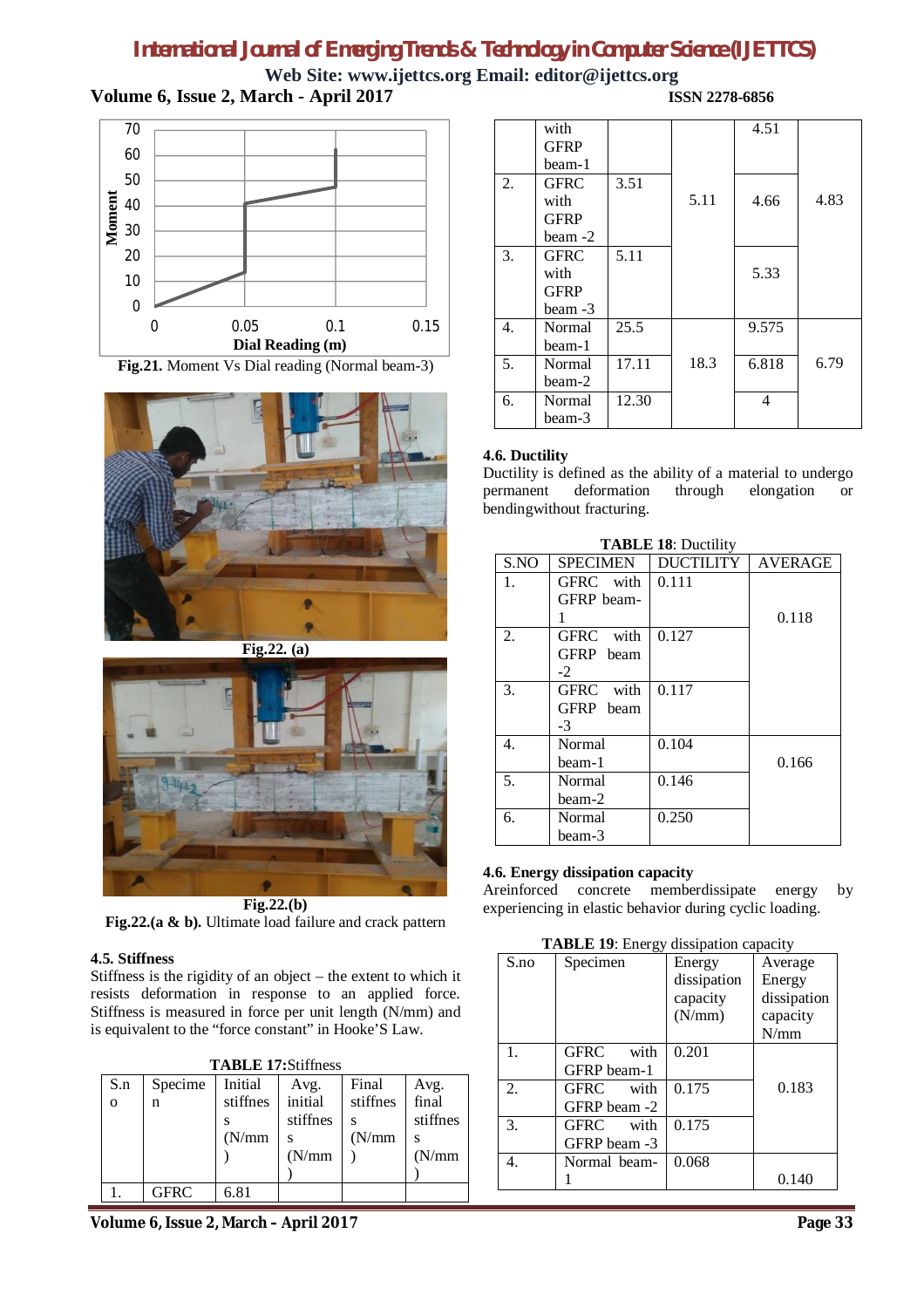Fig.21. Moment Vs Dial reading (Normal beam-3)

Fig.22. (a)

Fig.22.(b)

Fig.22.(a & b). Ultimate load failure and crack pattern

### 4.5. Stiffness

Stiffness is the rigidity of an object – the extent to which it resists deformation in response to an applied force. Stiffness is measured in force per unit length (N/mm) and is equivalent to the "force constant" in Hooke'S Law.

**TABLE 17:**Stiffness

| S.no | Specimen | Initial stiffness (N/mm) | Avg. initial stiffness (N/mm) | Final stiffness (N/mm) | Avg. final stiffness (N/mm) |
|---|---|---|---|---|---|
| 1. | GFRC with GFRP beam-1 | 6.81 | | 4.51 | |
| 2. | GFRC with GFRP beam -2 | 3.51 | 5.11 | 4.66 | 4.83 |
| 3. | GFRC with GFRP beam -3 | 5.11 | | 5.33 | |
| 4. | Normal beam-1 | 25.5 | | 9.575 | |
| 5. | Normal beam-2 | 17.11 | 18.3 | 6.818 | 6.79 |
| 6. | Normal beam-3 | 12.30 | | 4 | |

### 4.6. Ductility

Ductility is defined as the ability of a material to undergo permanent deformation through elongation or bendingwithout fracturing.

**TABLE 18**: Ductility

| S.NO | SPECIMEN | DUCTILITY | AVERAGE |
|---|---|---|---|
| 1. | GFRC with GFRP beam-1 | 0.111 | |
| 2. | GFRC with GFRP beam -2 | 0.127 | 0.118 |
| 3. | GFRC with GFRP beam -3 | 0.117 | |
| 4. | Normal beam-1 | 0.104 | |
| 5. | Normal beam-2 | 0.146 | 0.166 |
| 6. | Normal beam-3 | 0.250 | |

### 4.6. Energy dissipation capacity

Areinforced concrete memberdissipate energy by experiencing in elastic behavior during cyclic loading.

**TABLE 19**: Energy dissipation capacity

| S.no | Specimen | Energy dissipation capacity (N/mm) | Average Energy dissipation capacity N/mm |
|---|---|---|---|
| 1. | GFRC with GFRP beam-1 | 0.201 | |
| 2. | GFRC with GFRP beam -2 | 0.175 | 0.183 |
| 3. | GFRC with GFRP beam -3 | 0.175 | |
| 4. | Normal beam-1 | 0.068 | 0.140 |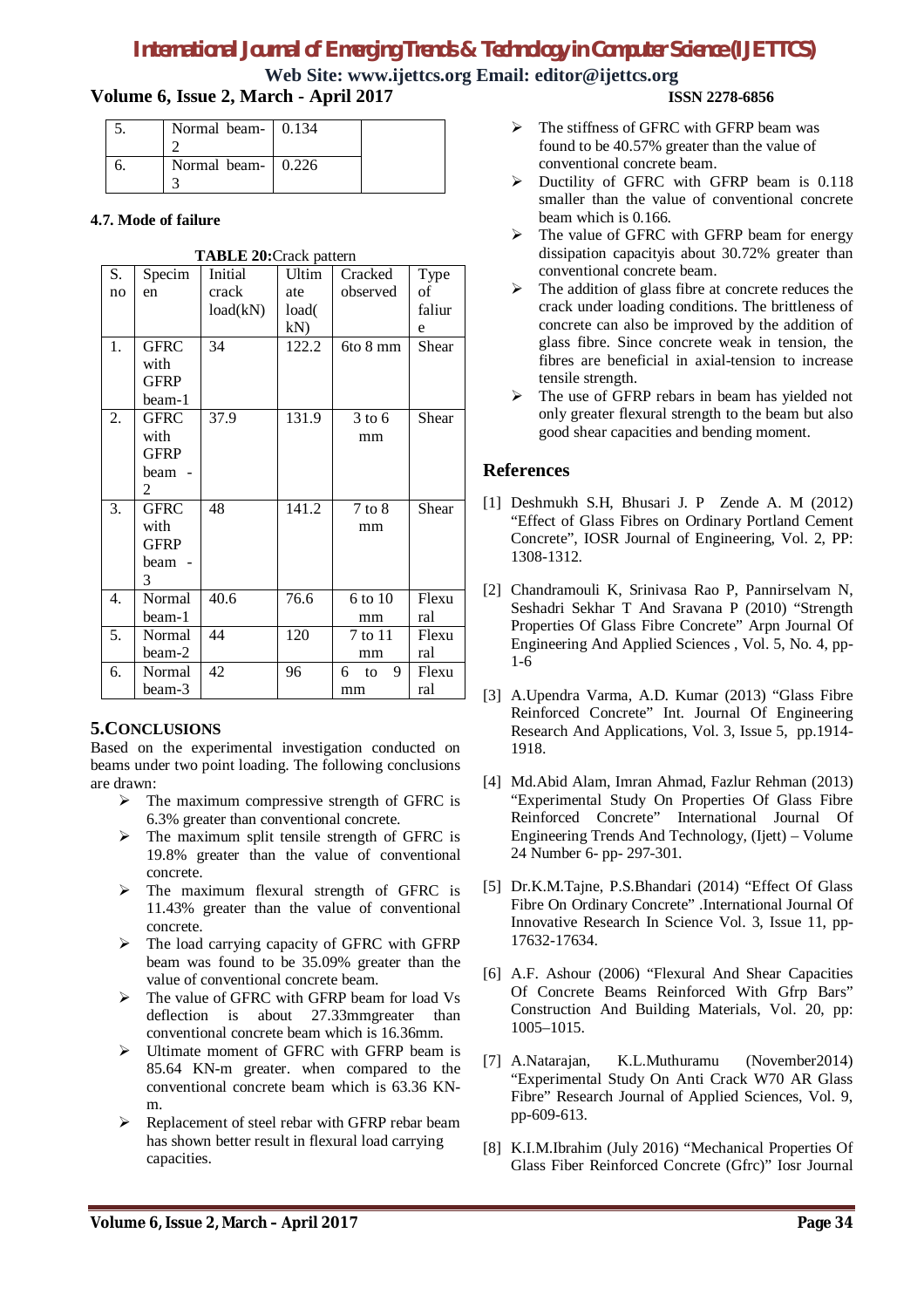| 5. | Normal beam-2 | 0.134 | |
|---|---|---|---|
| 6. | Normal beam-3 | 0.226 | |

**4.7. Mode of failure**

**TABLE 20:** Crack pattern

| S. no | Specimen | Initial crack load(kN) | Ultimate load(kN) | Cracked observed | Type of faliure |
|---|---|---|---|---|---|
| 1. | GFRC with GFRP beam-1 | 34 | 122.2 | 6to 8 mm | Shear |
| 2. | GFRC with GFRP beam - 2 | 37.9 | 131.9 | 3 to 6 mm | Shear |
| 3. | GFRC with GFRP beam - 3 | 48 | 141.2 | 7 to 8 mm | Shear |
| 4. | Normal beam-1 | 40.6 | 76.6 | 6 to 10 mm | Flexural |
| 5. | Normal beam-2 | 44 | 120 | 7 to 11 mm | Flexural |
| 6. | Normal beam-3 | 42 | 96 | 6 to 9 mm | Flexural |

## 5.CONCLUSIONS

Based on the experimental investigation conducted on beams under two point loading. The following conclusions are drawn:

- The maximum compressive strength of GFRC is 6.3% greater than conventional concrete.
- The maximum split tensile strength of GFRC is 19.8% greater than the value of conventional concrete.
- The maximum flexural strength of GFRC is 11.43% greater than the value of conventional concrete.
- The load carrying capacity of GFRC with GFRP beam was found to be 35.09% greater than the value of conventional concrete beam.
- The value of GFRC with GFRP beam for load Vs deflection is about 27.33mmgreater than conventional concrete beam which is 16.36mm.
- Ultimate moment of GFRC with GFRP beam is 85.64 KN-m greater. when compared to the conventional concrete beam which is 63.36 KN-m.
- Replacement of steel rebar with GFRP rebar beam has shown better result in flexural load carrying capacities.
- The stiffness of GFRC with GFRP beam was found to be 40.57% greater than the value of conventional concrete beam.
- Ductility of GFRC with GFRP beam is 0.118 smaller than the value of conventional concrete beam which is 0.166.
- The value of GFRC with GFRP beam for energy dissipation capacityis about 30.72% greater than conventional concrete beam.
- The addition of glass fibre at concrete reduces the crack under loading conditions. The brittleness of concrete can also be improved by the addition of glass fibre. Since concrete weak in tension, the fibres are beneficial in axial-tension to increase tensile strength.
- The use of GFRP rebars in beam has yielded not only greater flexural strength to the beam but also good shear capacities and bending moment.

## References

[1] Deshmukh S.H, Bhusari J. P Zende A. M (2012) "Effect of Glass Fibres on Ordinary Portland Cement Concrete", IOSR Journal of Engineering, Vol. 2, PP: 1308-1312.

[2] Chandramouli K, Srinivasa Rao P, Pannirselvam N, Seshadri Sekhar T And Sravana P (2010) "Strength Properties Of Glass Fibre Concrete" Arpn Journal Of Engineering And Applied Sciences , Vol. 5, No. 4, pp-1-6

[3] A.Upendra Varma, A.D. Kumar (2013) "Glass Fibre Reinforced Concrete" Int. Journal Of Engineering Research And Applications, Vol. 3, Issue 5, pp.1914-1918.

[4] Md.Abid Alam, Imran Ahmad, Fazlur Rehman (2013) "Experimental Study On Properties Of Glass Fibre Reinforced Concrete" International Journal Of Engineering Trends And Technology, (Ijett) – Volume 24 Number 6- pp- 297-301.

[5] Dr.K.M.Tajne, P.S.Bhandari (2014) "Effect Of Glass Fibre On Ordinary Concrete" .International Journal Of Innovative Research In Science Vol. 3, Issue 11, pp-17632-17634.

[6] A.F. Ashour (2006) "Flexural And Shear Capacities Of Concrete Beams Reinforced With Gfrp Bars" Construction And Building Materials, Vol. 20, pp: 1005–1015.

[7] A.Natarajan, K.L.Muthuramu (November2014) "Experimental Study On Anti Crack W70 AR Glass Fibre" Research Journal of Applied Sciences, Vol. 9, pp-609-613.

[8] K.I.M.Ibrahim (July 2016) "Mechanical Properties Of Glass Fiber Reinforced Concrete (Gfrc)" Iosr Journal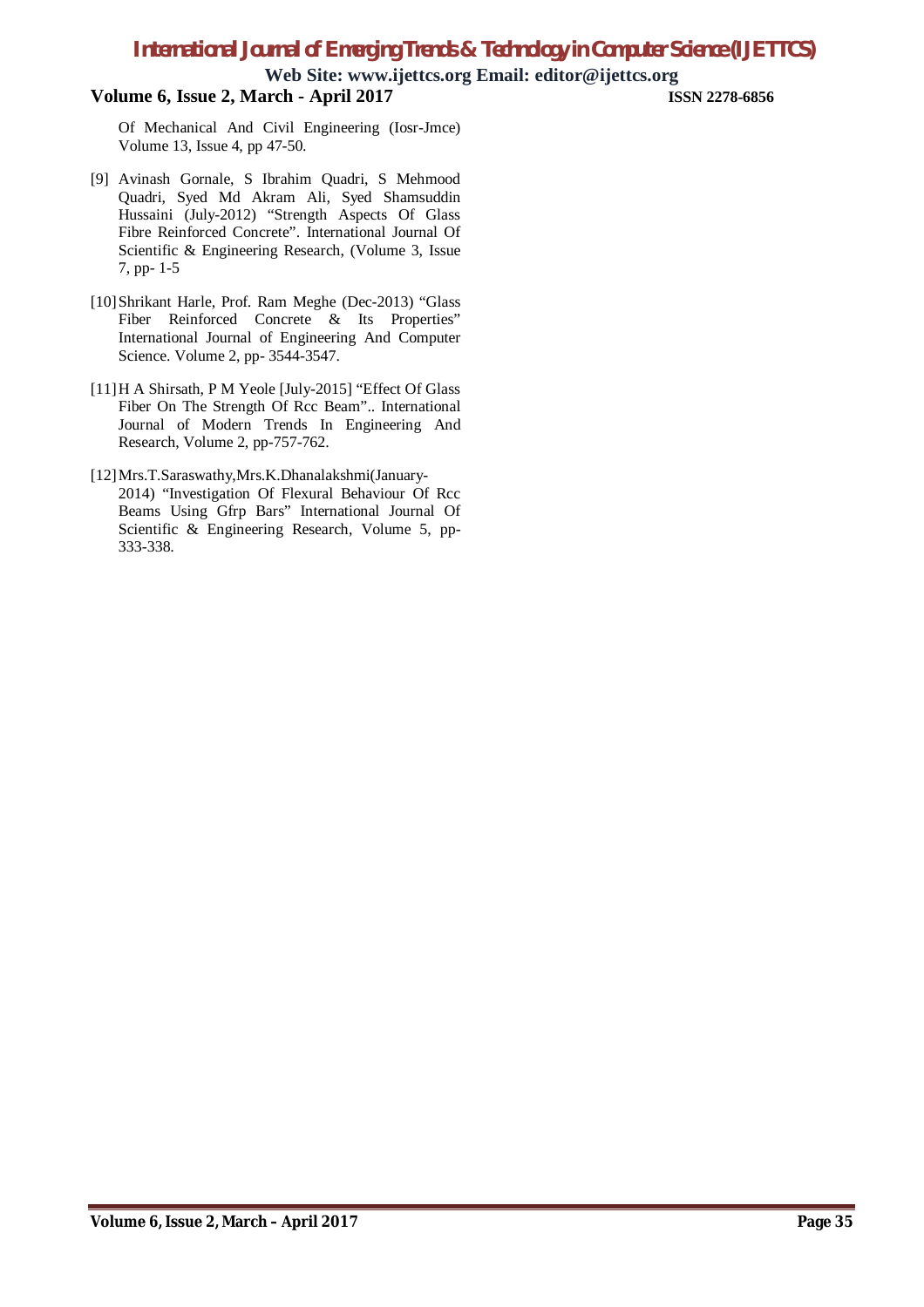Of Mechanical And Civil Engineering (Iosr-Jmce) Volume 13, Issue 4, pp 47-50.

[9] Avinash Gornale, S Ibrahim Quadri, S Mehmood Quadri, Syed Md Akram Ali, Syed Shamsuddin Hussaini (July-2012) "Strength Aspects Of Glass Fibre Reinforced Concrete". International Journal Of Scientific & Engineering Research, (Volume 3, Issue 7, pp- 1-5

[10] Shrikant Harle, Prof. Ram Meghe (Dec-2013) "Glass Fiber Reinforced Concrete & Its Properties" International Journal of Engineering And Computer Science. Volume 2, pp- 3544-3547.

[11] H A Shirsath, P M Yeole [July-2015] "Effect Of Glass Fiber On The Strength Of Rcc Beam".. International Journal of Modern Trends In Engineering And Research, Volume 2, pp-757-762.

[12] Mrs.T.Saraswathy,Mrs.K.Dhanalakshmi(January-2014) "Investigation Of Flexural Behaviour Of Rcc Beams Using Gfrp Bars" International Journal Of Scientific & Engineering Research, Volume 5, pp-333-338.